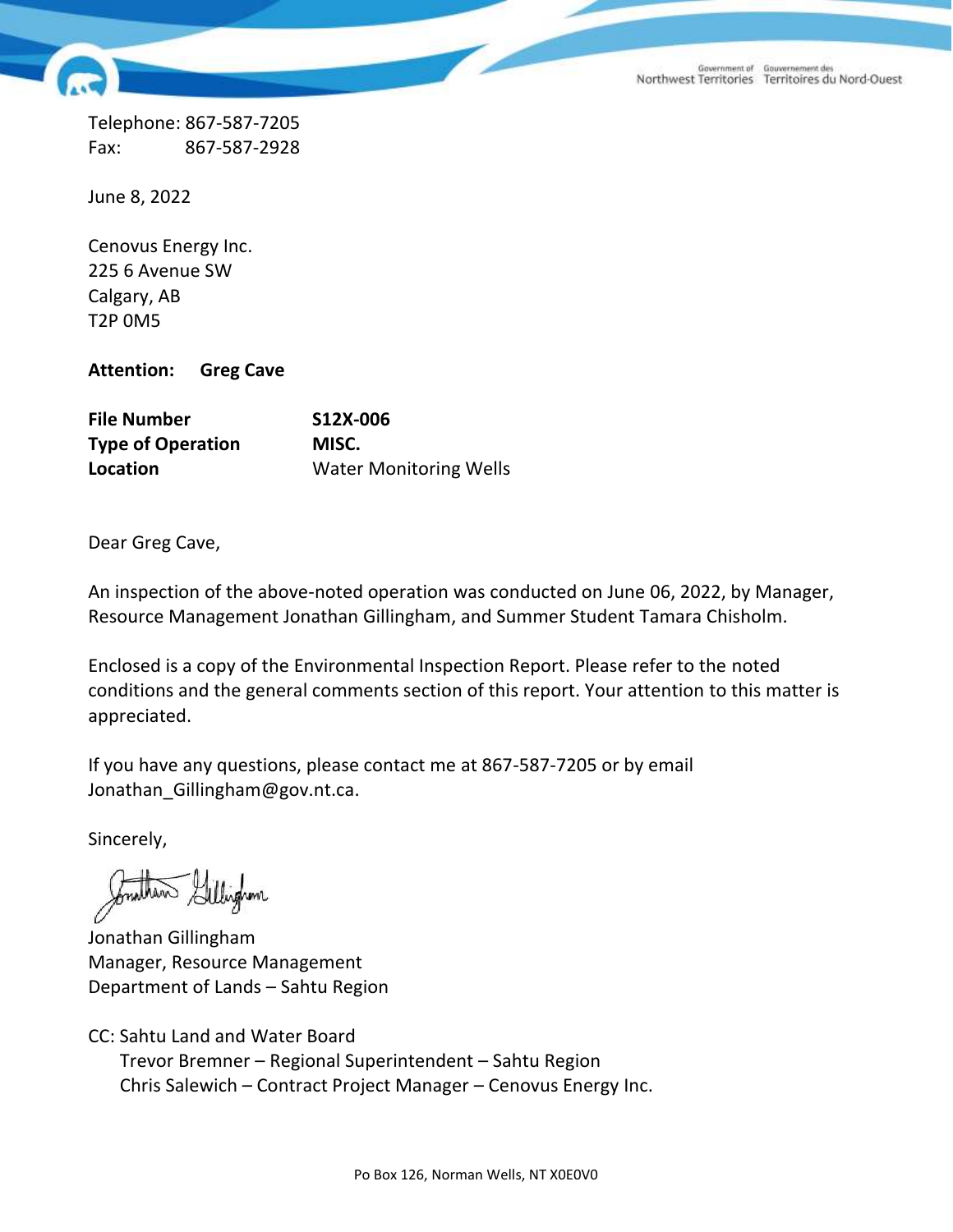Government of Northwest Territories / Gouvernement des Territoires du Nord-Ouest

Telephone: 867-587-7205
Fax: 867-587-2928

June 8, 2022

Cenovus Energy Inc.
225 6 Avenue SW
Calgary, AB
T2P 0M5

**Attention: Greg Cave**

| | |
|---|---|
| **File Number** | **S12X-006** |
| **Type of Operation** | **MISC.** |
| **Location** | Water Monitoring Wells |

Dear Greg Cave,

An inspection of the above-noted operation was conducted on June 06, 2022, by Manager, Resource Management Jonathan Gillingham, and Summer Student Tamara Chisholm.

Enclosed is a copy of the Environmental Inspection Report. Please refer to the noted conditions and the general comments section of this report. Your attention to this matter is appreciated.

If you have any questions, please contact me at 867-587-7205 or by email Jonathan_Gillingham@gov.nt.ca.

Sincerely,

Jonathan Gillingham
Manager, Resource Management
Department of Lands – Sahtu Region

CC: Sahtu Land and Water Board
Trevor Bremner – Regional Superintendent – Sahtu Region
Chris Salewich – Contract Project Manager – Cenovus Energy Inc.

Po Box 126, Norman Wells, NT X0E0V0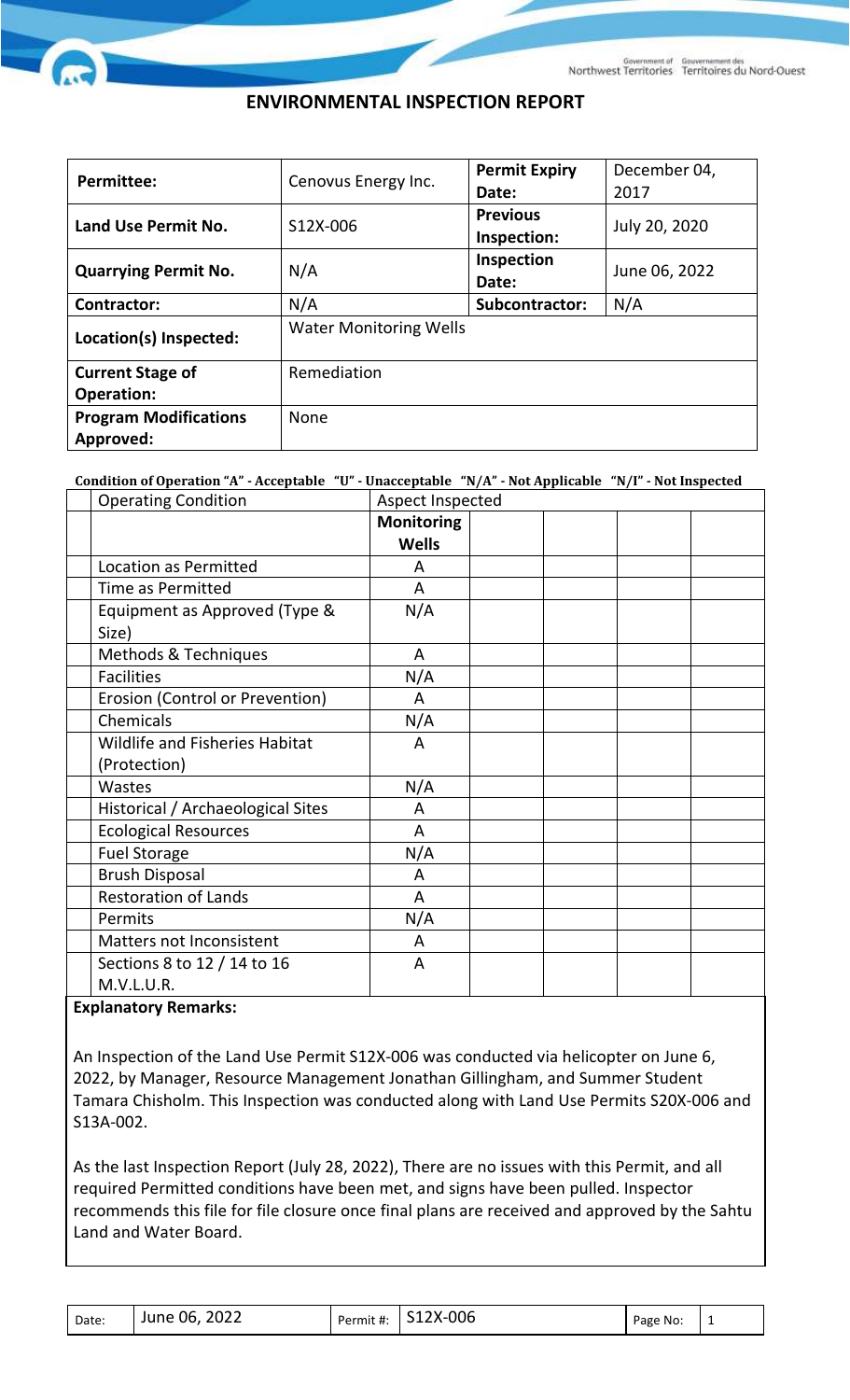## ENVIRONMENTAL INSPECTION REPORT

| | | | |
|---|---|---|---|
| **Permittee:** | Cenovus Energy Inc. | **Permit Expiry Date:** | December 04, 2017 |
| **Land Use Permit No.** | S12X-006 | **Previous Inspection:** | July 20, 2020 |
| **Quarrying Permit No.** | N/A | **Inspection Date:** | June 06, 2022 |
| **Contractor:** | N/A | **Subcontractor:** | N/A |
| **Location(s) Inspected:** | Water Monitoring Wells | | |
| **Current Stage of Operation:** | Remediation | | |
| **Program Modifications Approved:** | None | | |

**Condition of Operation "A" - Acceptable "U" - Unacceptable "N/A" - Not Applicable "N/I" - Not Inspected**

| | Operating Condition | Aspect Inspected | | | | |
|---|---|---|---|---|---|---|
| | | **Monitoring Wells** | | | | |
| | Location as Permitted | A | | | | |
| | Time as Permitted | A | | | | |
| | Equipment as Approved (Type & Size) | N/A | | | | |
| | Methods & Techniques | A | | | | |
| | Facilities | N/A | | | | |
| | Erosion (Control or Prevention) | A | | | | |
| | Chemicals | N/A | | | | |
| | Wildlife and Fisheries Habitat (Protection) | A | | | | |
| | Wastes | N/A | | | | |
| | Historical / Archaeological Sites | A | | | | |
| | Ecological Resources | A | | | | |
| | Fuel Storage | N/A | | | | |
| | Brush Disposal | A | | | | |
| | Restoration of Lands | A | | | | |
| | Permits | N/A | | | | |
| | Matters not Inconsistent | A | | | | |
| | Sections 8 to 12 / 14 to 16 M.V.L.U.R. | A | | | | |

**Explanatory Remarks:**

An Inspection of the Land Use Permit S12X-006 was conducted via helicopter on June 6, 2022, by Manager, Resource Management Jonathan Gillingham, and Summer Student Tamara Chisholm. This Inspection was conducted along with Land Use Permits S20X-006 and S13A-002.

As the last Inspection Report (July 28, 2022), There are no issues with this Permit, and all required Permitted conditions have been met, and signs have been pulled. Inspector recommends this file for file closure once final plans are received and approved by the Sahtu Land and Water Board.

| | | | | | |
|---|---|---|---|---|---|
| Date: | June 06, 2022 | Permit #: | S12X-006 | Page No: | 1 |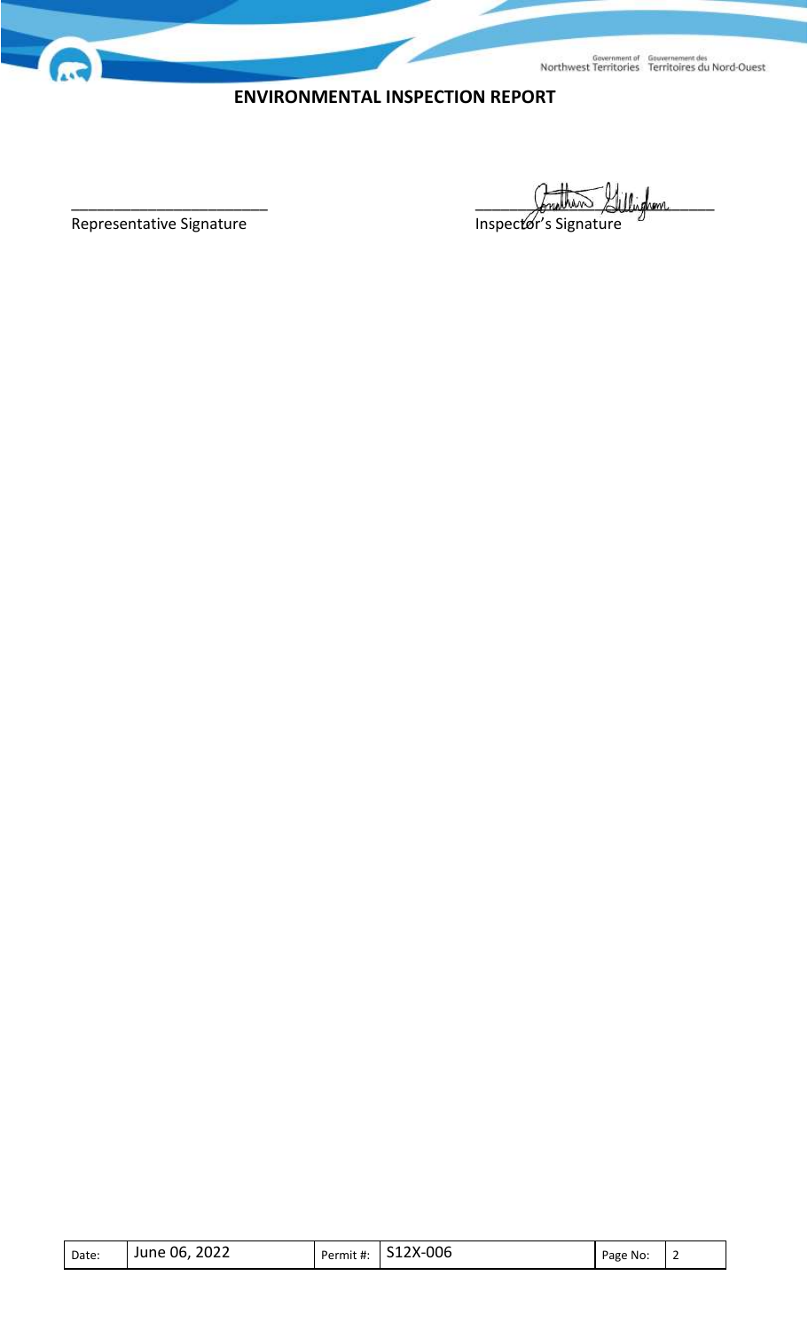## ENVIRONMENTAL INSPECTION REPORT

________________________  
Representative Signature

________________________  
Inspector's Signature

| | | | | | |
|---|---|---|---|---|---|
| Date: | June 06, 2022 | Permit #: | S12X-006 | Page No: | 2 |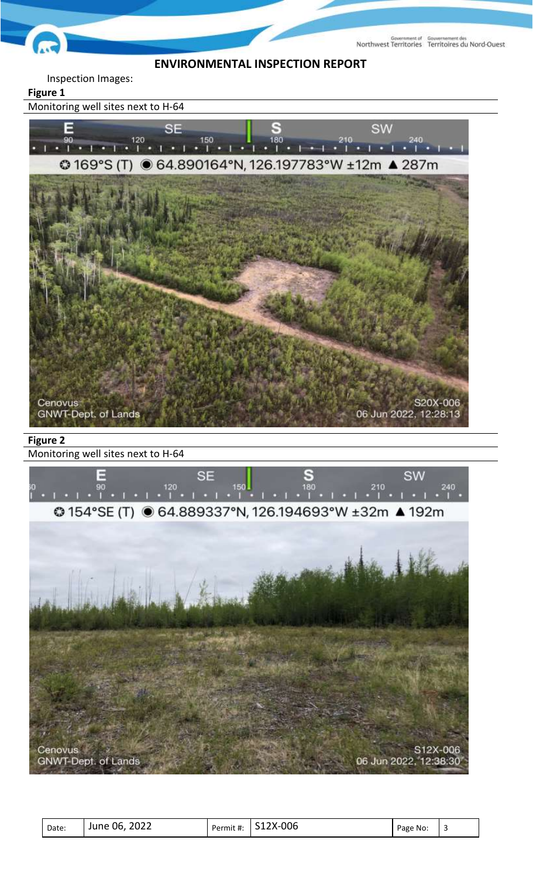## ENVIRONMENTAL INSPECTION REPORT

Inspection Images:

**Figure 1**

Monitoring well sites next to H-64

**Figure 2**

Monitoring well sites next to H-64

| Date: | June 06, 2022 | Permit #: | S12X-006 | Page No: | 3 |
|---|---|---|---|---|---|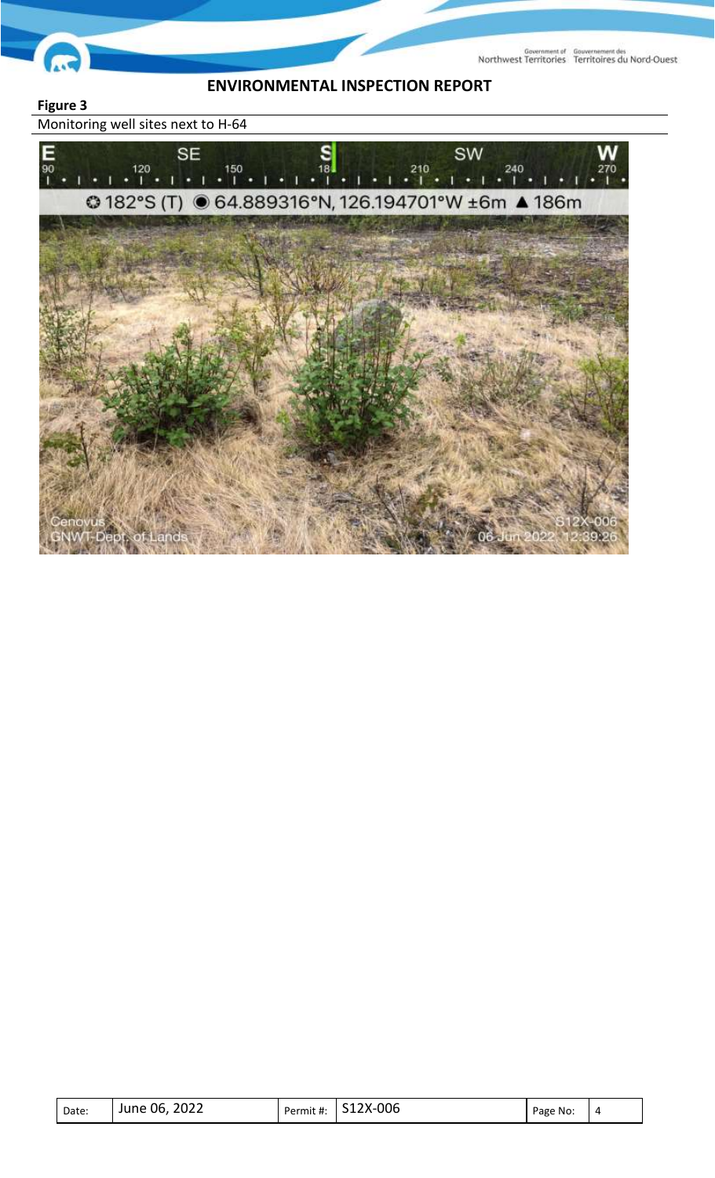## ENVIRONMENTAL INSPECTION REPORT

**Figure 3**

Monitoring well sites next to H-64

| Date: | June 06, 2022 | Permit #: | S12X-006 | Page No: | 4 |
|---|---|---|---|---|---|